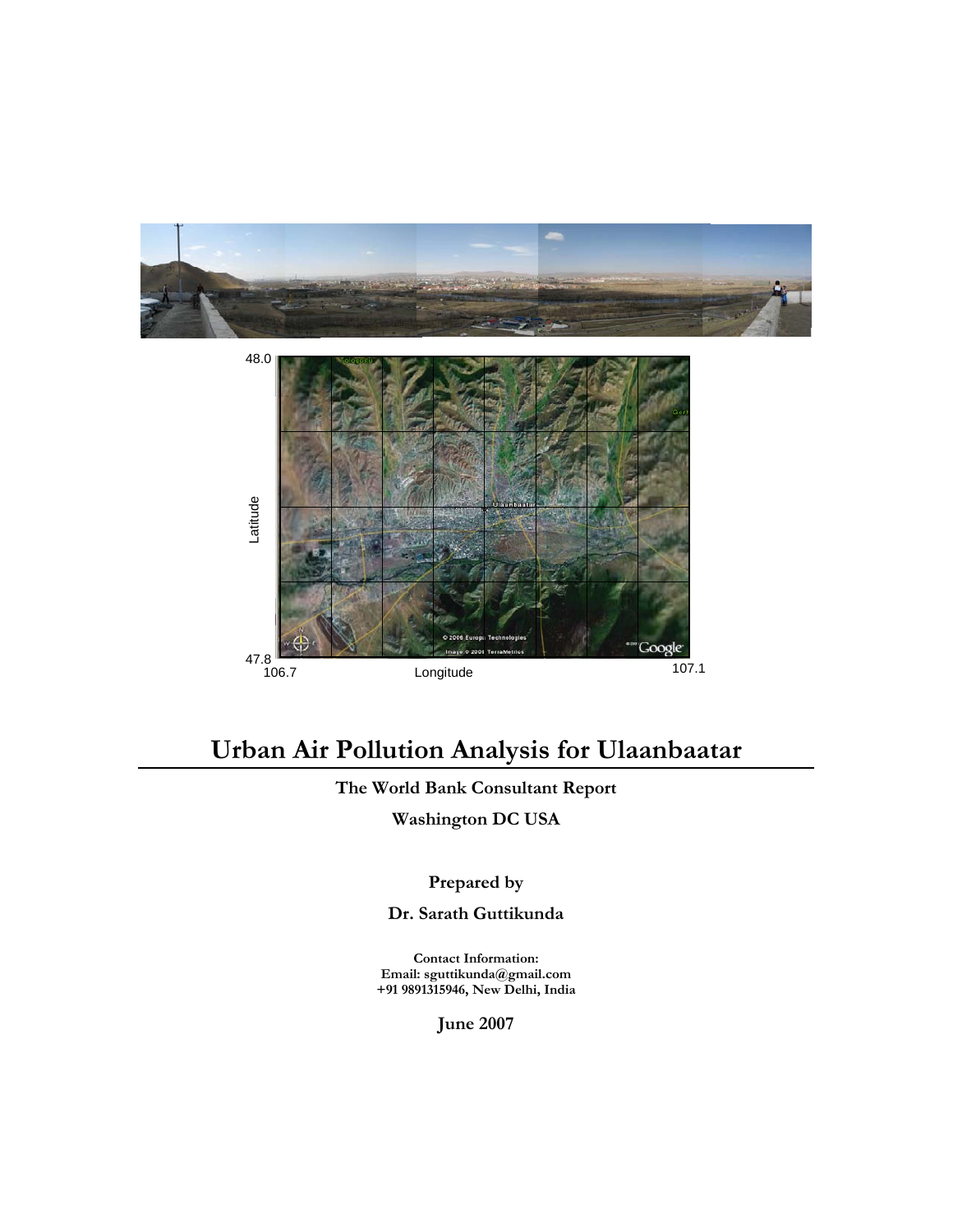# Urban Air Pollution Analysis for Ulaanbaatar

**The World Bank Consultant Report**

**Washington DC USA**

**Prepared by**

**Dr. Sarath Guttikunda**

**Contact Information:**
**Email: sguttikunda@gmail.com**
**+91 9891315946, New Delhi, India**

**June 2007**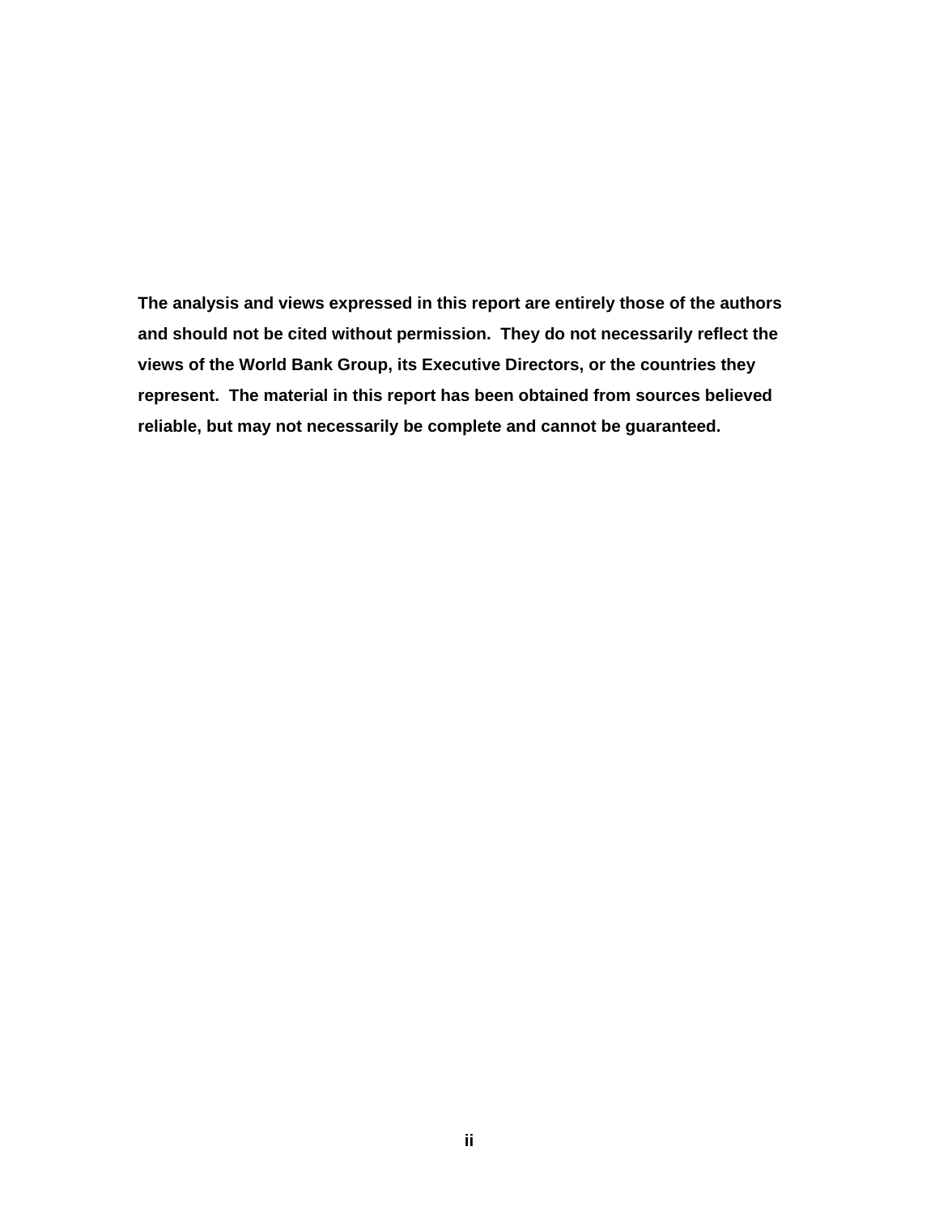**The analysis and views expressed in this report are entirely those of the authors and should not be cited without permission. They do not necessarily reflect the views of the World Bank Group, its Executive Directors, or the countries they represent. The material in this report has been obtained from sources believed reliable, but may not necessarily be complete and cannot be guaranteed.**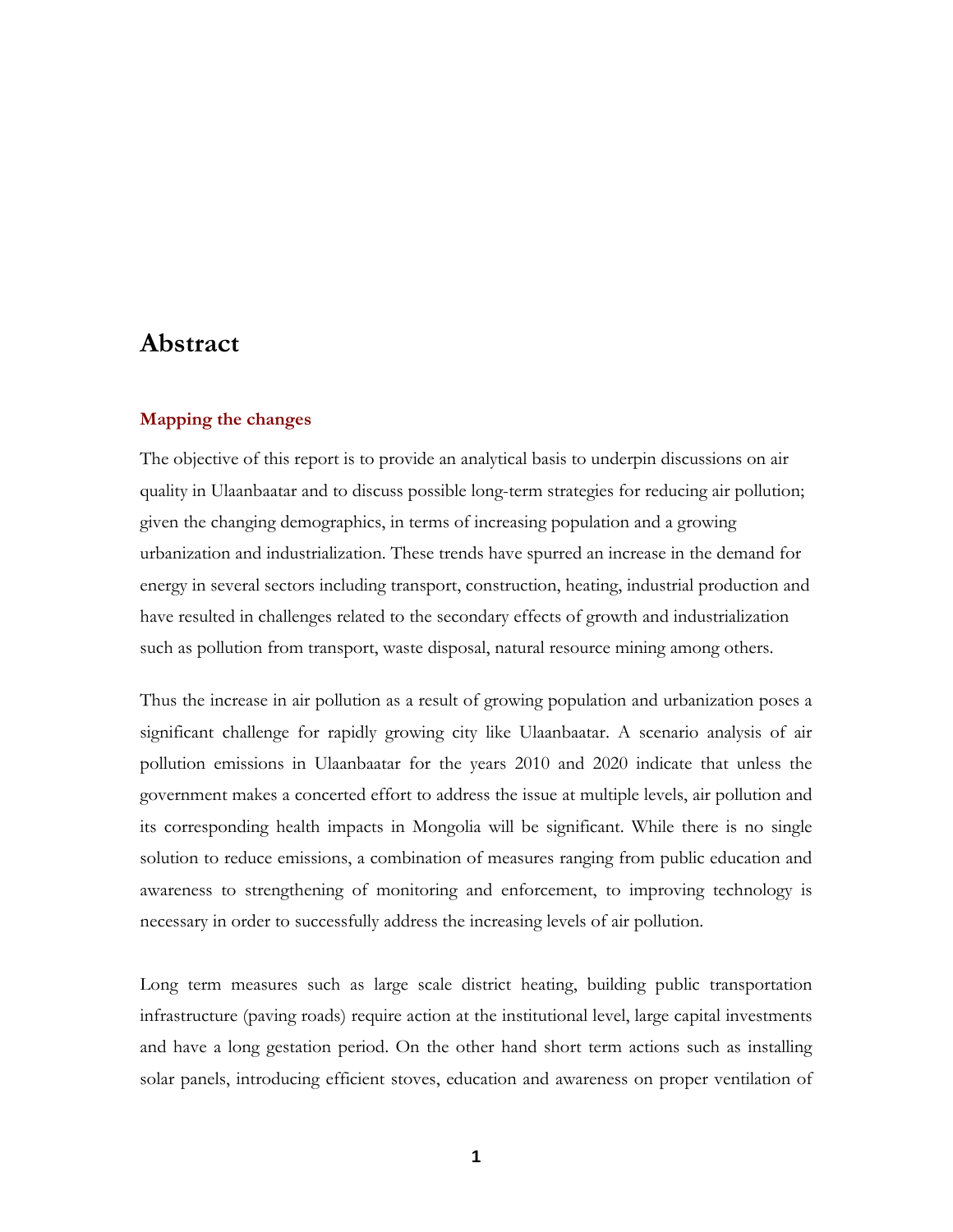# Abstract

### Mapping the changes

The objective of this report is to provide an analytical basis to underpin discussions on air quality in Ulaanbaatar and to discuss possible long-term strategies for reducing air pollution; given the changing demographics, in terms of increasing population and a growing urbanization and industrialization. These trends have spurred an increase in the demand for energy in several sectors including transport, construction, heating, industrial production and have resulted in challenges related to the secondary effects of growth and industrialization such as pollution from transport, waste disposal, natural resource mining among others.

Thus the increase in air pollution as a result of growing population and urbanization poses a significant challenge for rapidly growing city like Ulaanbaatar. A scenario analysis of air pollution emissions in Ulaanbaatar for the years 2010 and 2020 indicate that unless the government makes a concerted effort to address the issue at multiple levels, air pollution and its corresponding health impacts in Mongolia will be significant. While there is no single solution to reduce emissions, a combination of measures ranging from public education and awareness to strengthening of monitoring and enforcement, to improving technology is necessary in order to successfully address the increasing levels of air pollution.

Long term measures such as large scale district heating, building public transportation infrastructure (paving roads) require action at the institutional level, large capital investments and have a long gestation period. On the other hand short term actions such as installing solar panels, introducing efficient stoves, education and awareness on proper ventilation of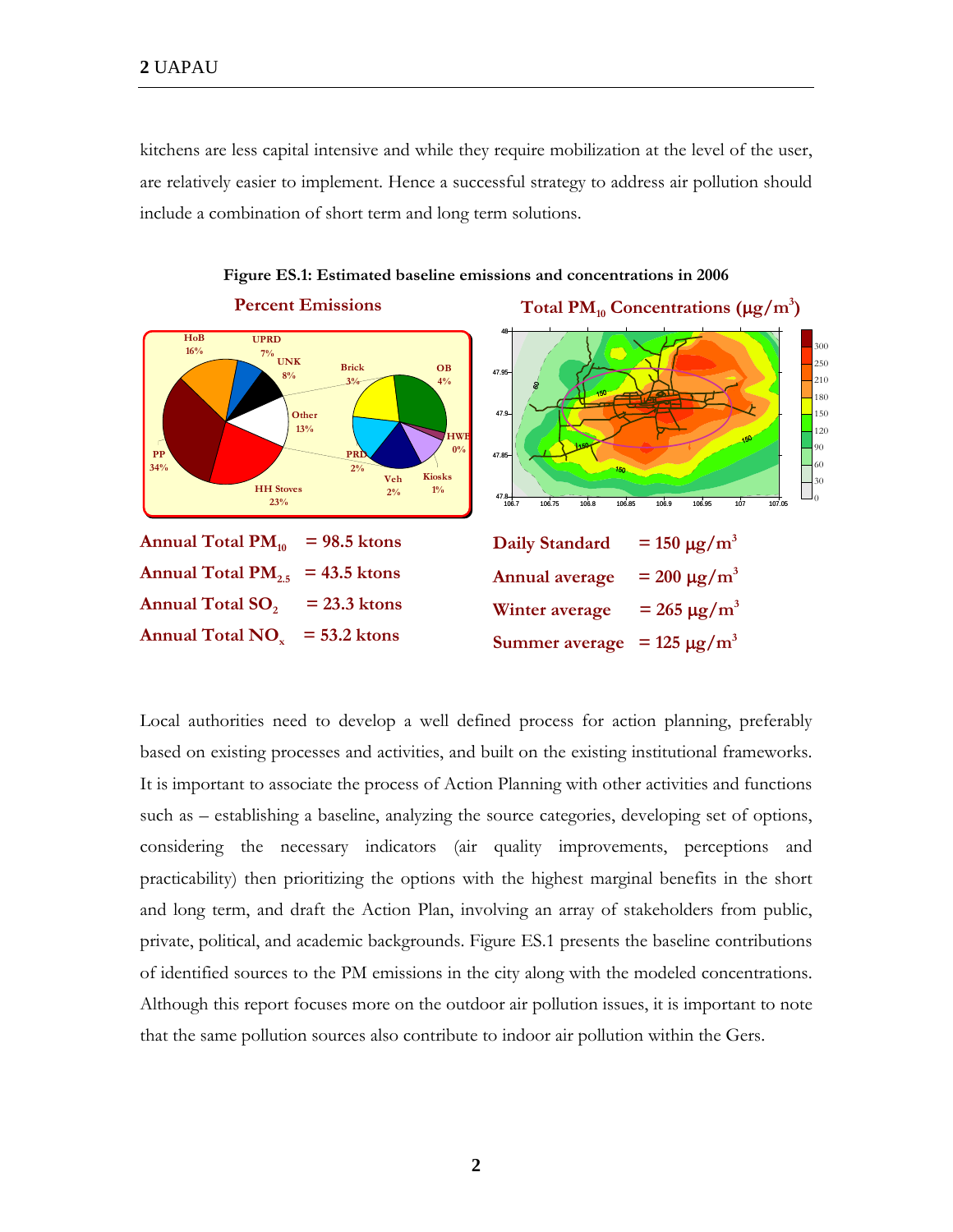kitchens are less capital intensive and while they require mobilization at the level of the user, are relatively easier to implement. Hence a successful strategy to address air pollution should include a combination of short term and long term solutions.

**Figure ES.1: Estimated baseline emissions and concentrations in 2006**

**Percent Emissions**

**Total $PM_{10}$ Concentrations ($\mu g/m^3$)**

Annual Total $PM_{10}$ = 98.5 ktons

Annual Total $PM_{2.5}$ = 43.5 ktons

Annual Total $SO_2$ = 23.3 ktons

Annual Total $NO_x$ = 53.2 ktons

Daily Standard = 150 $\mu g/m^3$

Annual average = 200 $\mu g/m^3$

Winter average = 265 $\mu g/m^3$

Summer average = 125 $\mu g/m^3$

Local authorities need to develop a well defined process for action planning, preferably based on existing processes and activities, and built on the existing institutional frameworks. It is important to associate the process of Action Planning with other activities and functions such as – establishing a baseline, analyzing the source categories, developing set of options, considering the necessary indicators (air quality improvements, perceptions and practicability) then prioritizing the options with the highest marginal benefits in the short and long term, and draft the Action Plan, involving an array of stakeholders from public, private, political, and academic backgrounds. Figure ES.1 presents the baseline contributions of identified sources to the PM emissions in the city along with the modeled concentrations. Although this report focuses more on the outdoor air pollution issues, it is important to note that the same pollution sources also contribute to indoor air pollution within the Gers.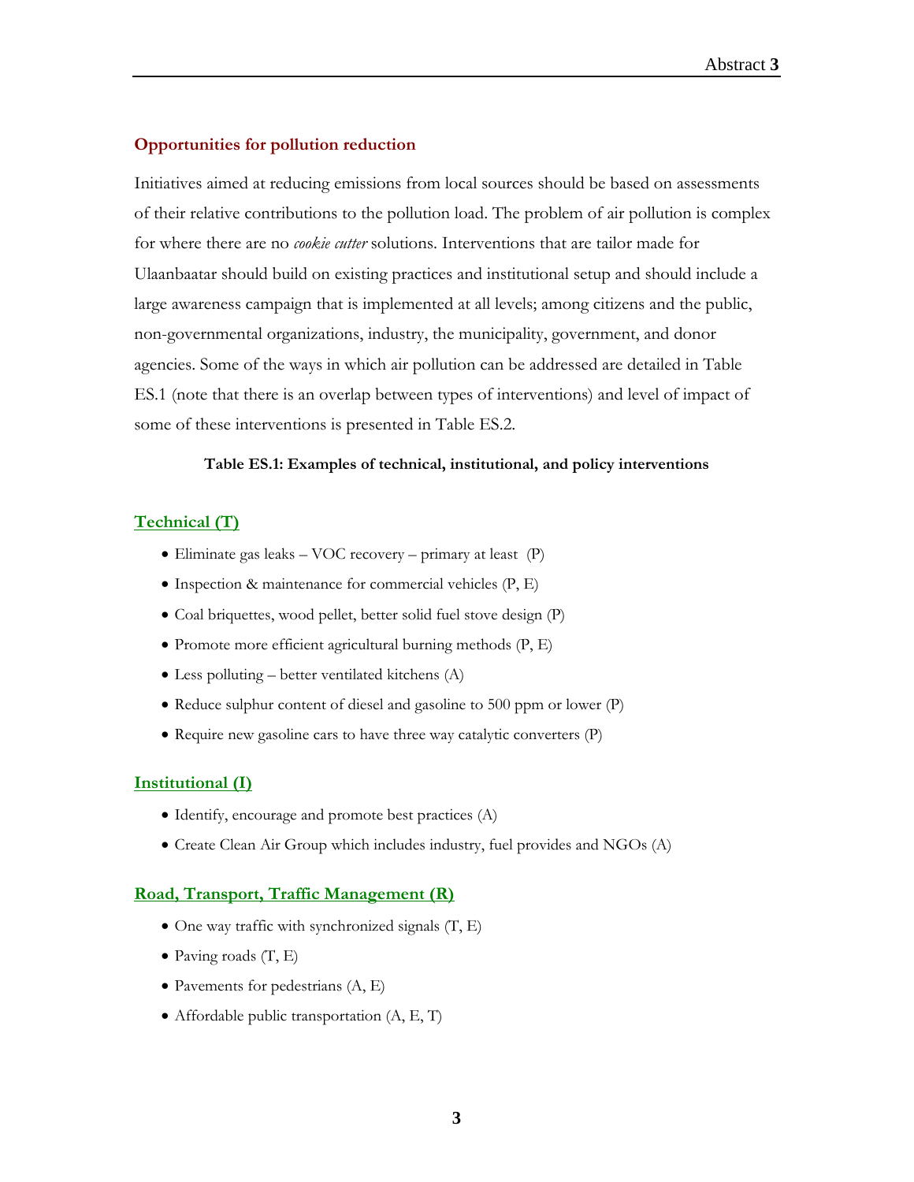### Opportunities for pollution reduction

Initiatives aimed at reducing emissions from local sources should be based on assessments of their relative contributions to the pollution load. The problem of air pollution is complex for where there are no *cookie cutter* solutions. Interventions that are tailor made for Ulaanbaatar should build on existing practices and institutional setup and should include a large awareness campaign that is implemented at all levels; among citizens and the public, non-governmental organizations, industry, the municipality, government, and donor agencies. Some of the ways in which air pollution can be addressed are detailed in Table ES.1 (note that there is an overlap between types of interventions) and level of impact of some of these interventions is presented in Table ES.2.

**Table ES.1: Examples of technical, institutional, and policy interventions**

#### Technical (T)

- Eliminate gas leaks – VOC recovery – primary at least (P)
- Inspection & maintenance for commercial vehicles (P, E)
- Coal briquettes, wood pellet, better solid fuel stove design (P)
- Promote more efficient agricultural burning methods (P, E)
- Less polluting – better ventilated kitchens (A)
- Reduce sulphur content of diesel and gasoline to 500 ppm or lower (P)
- Require new gasoline cars to have three way catalytic converters (P)

#### Institutional (I)

- Identify, encourage and promote best practices (A)
- Create Clean Air Group which includes industry, fuel provides and NGOs (A)

#### Road, Transport, Traffic Management (R)

- One way traffic with synchronized signals (T, E)
- Paving roads (T, E)
- Pavements for pedestrians (A, E)
- Affordable public transportation (A, E, T)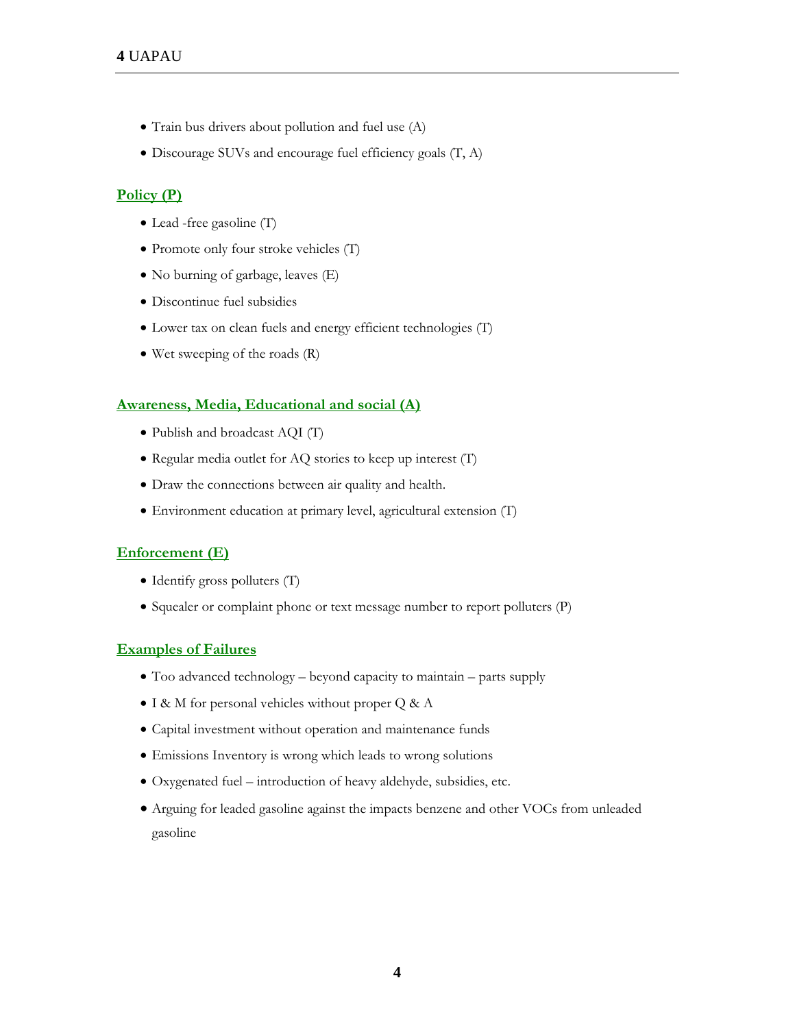- Train bus drivers about pollution and fuel use (A)
- Discourage SUVs and encourage fuel efficiency goals (T, A)

## Policy (P)

- Lead -free gasoline (T)
- Promote only four stroke vehicles (T)
- No burning of garbage, leaves (E)
- Discontinue fuel subsidies
- Lower tax on clean fuels and energy efficient technologies (T)
- Wet sweeping of the roads (R)

## Awareness, Media, Educational and social (A)

- Publish and broadcast AQI (T)
- Regular media outlet for AQ stories to keep up interest (T)
- Draw the connections between air quality and health.
- Environment education at primary level, agricultural extension (T)

## Enforcement (E)

- Identify gross polluters (T)
- Squealer or complaint phone or text message number to report polluters (P)

## Examples of Failures

- Too advanced technology – beyond capacity to maintain – parts supply
- I & M for personal vehicles without proper Q & A
- Capital investment without operation and maintenance funds
- Emissions Inventory is wrong which leads to wrong solutions
- Oxygenated fuel – introduction of heavy aldehyde, subsidies, etc.
- Arguing for leaded gasoline against the impacts benzene and other VOCs from unleaded gasoline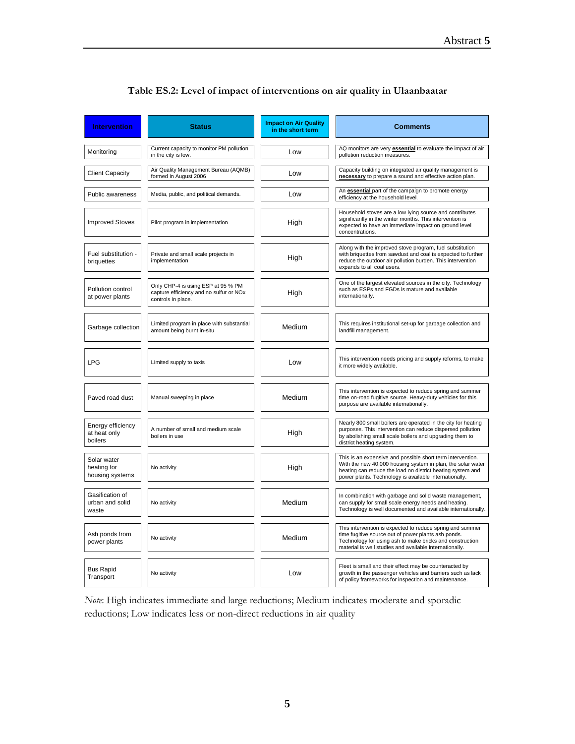### Table ES.2: Level of impact of interventions on air quality in Ulaanbaatar

| Intervention | Status | Impact on Air Quality in the short term | Comments |
| --- | --- | --- | --- |
| Monitoring | Current capacity to monitor PM pollution in the city is low. | Low | AQ monitors are very **essential** to evaluate the impact of air pollution reduction measures. |
| Client Capacity | Air Quality Management Bureau (AQMB) formed in August 2006 | Low | Capacity building on integrated air quality management is **necessary** to prepare a sound and effective action plan. |
| Public awareness | Media, public, and political demands. | Low | An **essential** part of the campaign to promote energy efficiency at the household level. |
| Improved Stoves | Pilot program in implementation | High | Household stoves are a low lying source and contributes significantly in the winter months. This intervention is expected to have an immediate impact on ground level concentrations. |
| Fuel substitution - briquettes | Private and small scale projects in implementation | High | Along with the improved stove program, fuel substitution with briquettes from sawdust and coal is expected to further reduce the outdoor air pollution burden. This intervention expands to all coal users. |
| Pollution control at power plants | Only CHP-4 is using ESP at 95 % PM capture efficiency and no sulfur or NOx controls in place. | High | One of the largest elevated sources in the city. Technology such as ESPs and FGDs is mature and available internationally. |
| Garbage collection | Limited program in place with substantial amount being burnt in-situ | Medium | This requires institutional set-up for garbage collection and landfill management. |
| LPG | Limited supply to taxis | Low | This intervention needs pricing and supply reforms, to make it more widely available. |
| Paved road dust | Manual sweeping in place | Medium | This intervention is expected to reduce spring and summer time on-road fugitive source. Heavy-duty vehicles for this purpose are available internationally. |
| Energy efficiency at heat only boilers | A number of small and medium scale boilers in use | High | Nearly 800 small boilers are operated in the city for heating purposes. This intervention can reduce dispersed pollution by abolishing small scale boilers and upgrading them to district heating system. |
| Solar water heating for housing systems | No activity | High | This is an expensive and possible short term intervention. With the new 40,000 housing system in plan, the solar water heating can reduce the load on district heating system and power plants. Technology is available internationally. |
| Gasification of urban and solid waste | No activity | Medium | In combination with garbage and solid waste management, can supply for small scale energy needs and heating. Technology is well documented and available internationally. |
| Ash ponds from power plants | No activity | Medium | This intervention is expected to reduce spring and summer time fugitive source out of power plants ash ponds. Technology for using ash to make bricks and construction material is well studies and available internationally. |
| Bus Rapid Transport | No activity | Low | Fleet is small and their effect may be counteracted by growth in the passenger vehicles and barriers such as lack of policy frameworks for inspection and maintenance. |

*Note*: High indicates immediate and large reductions; Medium indicates moderate and sporadic reductions; Low indicates less or non-direct reductions in air quality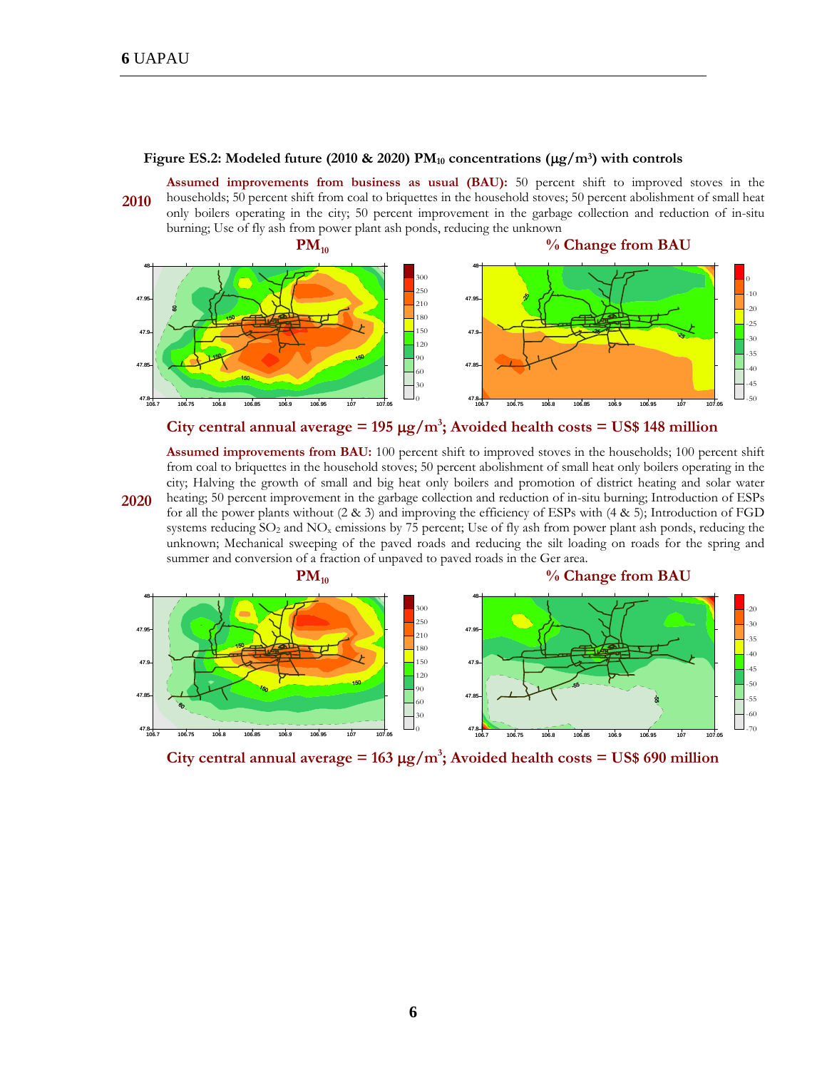**Figure ES.2: Modeled future (2010 & 2020) $PM_{10}$ concentrations ($\mu g/m^3$) with controls**

**2010**

**Assumed improvements from business as usual (BAU):** 50 percent shift to improved stoves in the households; 50 percent shift from coal to briquettes in the household stoves; 50 percent abolishment of small heat only boilers operating in the city; 50 percent improvement in the garbage collection and reduction of in-situ burning; Use of fly ash from power plant ash ponds, reducing the unknown

**$PM_{10}$** | **% Change from BAU**

**City central annual average = 195 $\mu g/m^3$; Avoided health costs = US$ 148 million**

**2020**

**Assumed improvements from BAU:** 100 percent shift to improved stoves in the households; 100 percent shift from coal to briquettes in the household stoves; 50 percent abolishment of small heat only boilers operating in the city; Halving the growth of small and big heat only boilers and promotion of district heating and solar water heating; 50 percent improvement in the garbage collection and reduction of in-situ burning; Introduction of ESPs for all the power plants without (2 & 3) and improving the efficiency of ESPs with (4 & 5); Introduction of FGD systems reducing $SO_2$ and $NO_x$ emissions by 75 percent; Use of fly ash from power plant ash ponds, reducing the unknown; Mechanical sweeping of the paved roads and reducing the silt loading on roads for the spring and summer and conversion of a fraction of unpaved to paved roads in the Ger area.

**$PM_{10}$** | **% Change from BAU**

**City central annual average = 163 $\mu g/m^3$; Avoided health costs = US$ 690 million**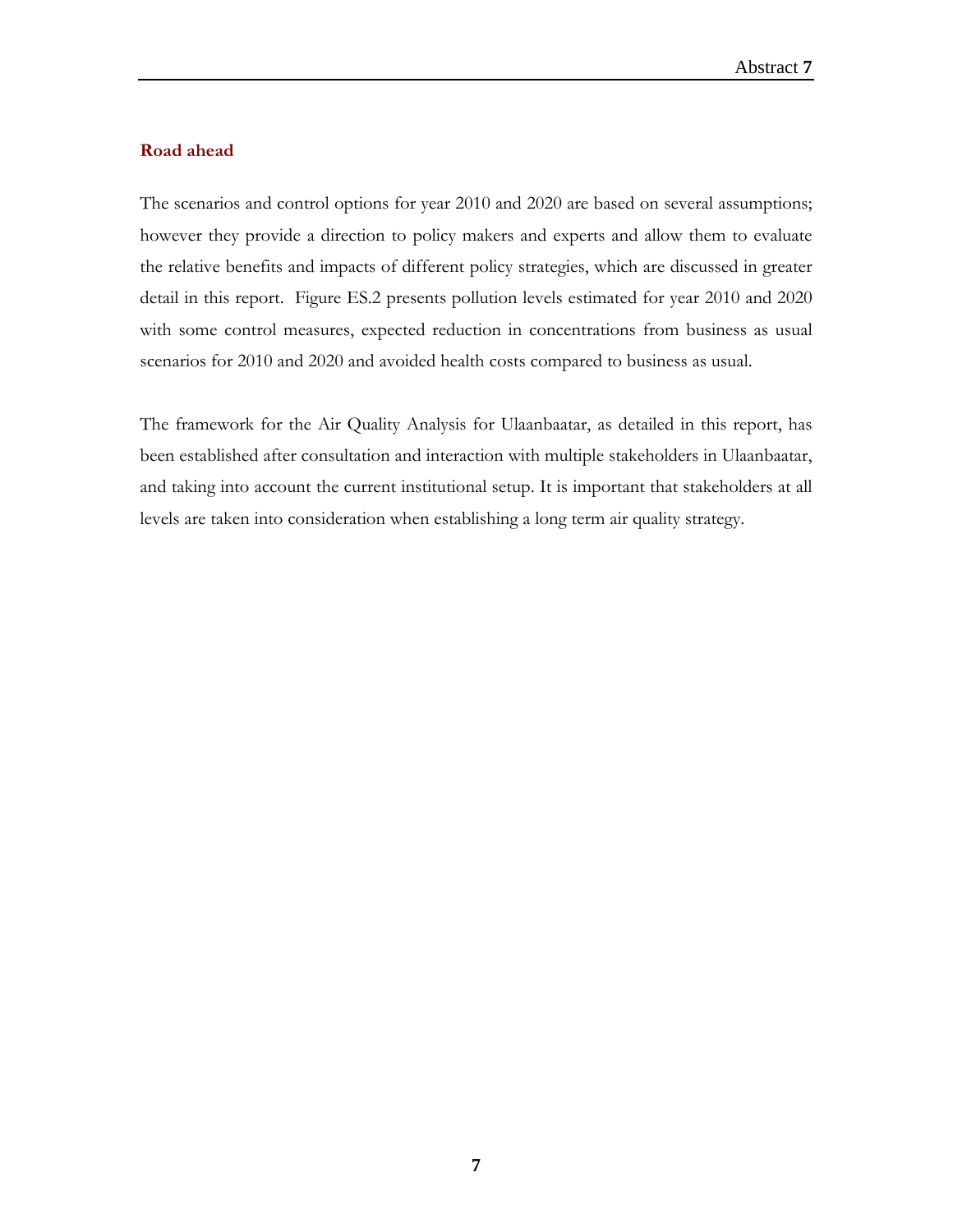## Road ahead

The scenarios and control options for year 2010 and 2020 are based on several assumptions; however they provide a direction to policy makers and experts and allow them to evaluate the relative benefits and impacts of different policy strategies, which are discussed in greater detail in this report. Figure ES.2 presents pollution levels estimated for year 2010 and 2020 with some control measures, expected reduction in concentrations from business as usual scenarios for 2010 and 2020 and avoided health costs compared to business as usual.

The framework for the Air Quality Analysis for Ulaanbaatar, as detailed in this report, has been established after consultation and interaction with multiple stakeholders in Ulaanbaatar, and taking into account the current institutional setup. It is important that stakeholders at all levels are taken into consideration when establishing a long term air quality strategy.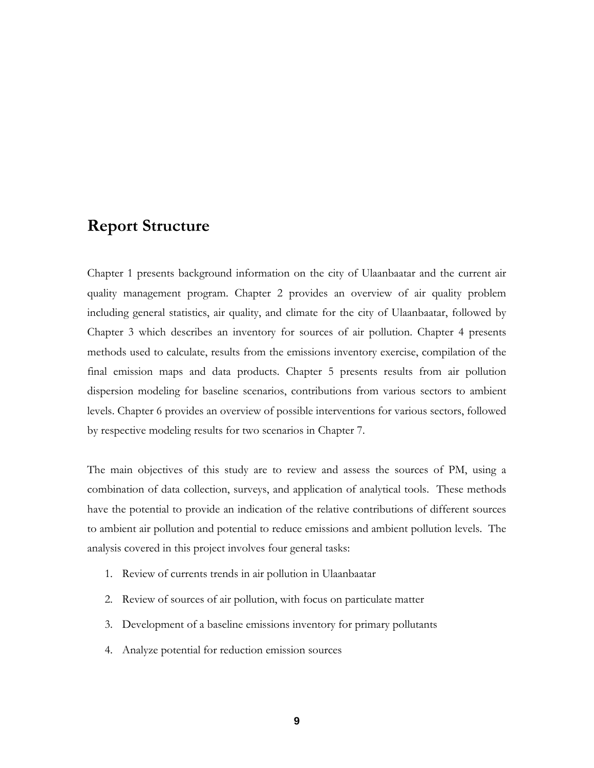## Report Structure

Chapter 1 presents background information on the city of Ulaanbaatar and the current air quality management program. Chapter 2 provides an overview of air quality problem including general statistics, air quality, and climate for the city of Ulaanbaatar, followed by Chapter 3 which describes an inventory for sources of air pollution. Chapter 4 presents methods used to calculate, results from the emissions inventory exercise, compilation of the final emission maps and data products. Chapter 5 presents results from air pollution dispersion modeling for baseline scenarios, contributions from various sectors to ambient levels. Chapter 6 provides an overview of possible interventions for various sectors, followed by respective modeling results for two scenarios in Chapter 7.

The main objectives of this study are to review and assess the sources of PM, using a combination of data collection, surveys, and application of analytical tools. These methods have the potential to provide an indication of the relative contributions of different sources to ambient air pollution and potential to reduce emissions and ambient pollution levels. The analysis covered in this project involves four general tasks:

1. Review of currents trends in air pollution in Ulaanbaatar
2. Review of sources of air pollution, with focus on particulate matter
3. Development of a baseline emissions inventory for primary pollutants
4. Analyze potential for reduction emission sources